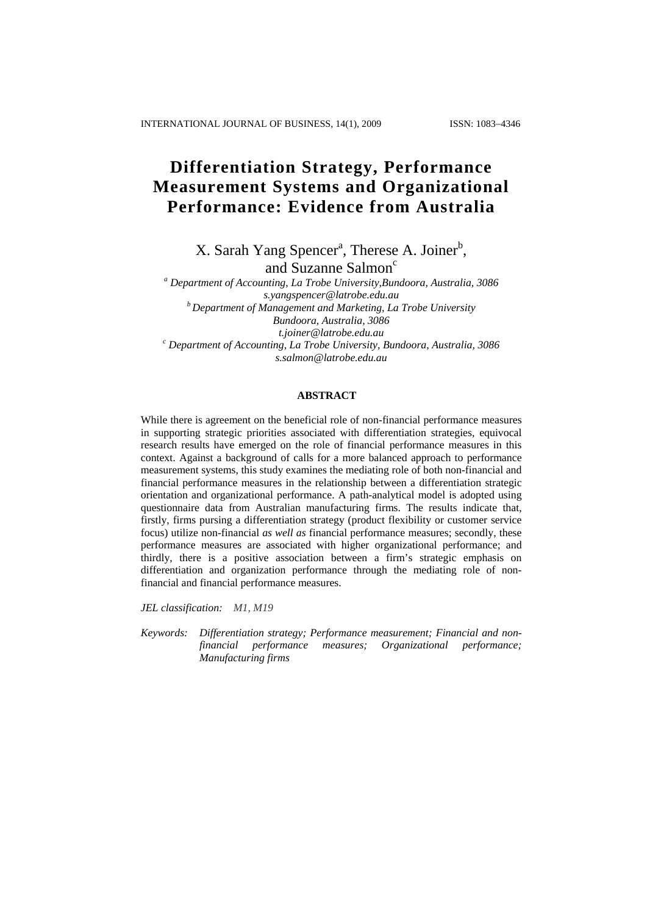# Differentiation Strategy, Performance Measurement Systems and Organizational Performance: Evidence from Australia

X. Sarah Yang Spencer[a], Therese A. Joiner[b], and Suzanne Salmon[c]

[a] *Department of Accounting, La Trobe University,Bundoora, Australia, 3086*
*s.yangspencer@latrobe.edu.au*
[b] *Department of Management and Marketing, La Trobe University Bundoora, Australia, 3086*
*t.joiner@latrobe.edu.au*
[c] *Department of Accounting, La Trobe University, Bundoora, Australia, 3086*
*s.salmon@latrobe.edu.au*

## ABSTRACT

While there is agreement on the beneficial role of non-financial performance measures in supporting strategic priorities associated with differentiation strategies, equivocal research results have emerged on the role of financial performance measures in this context. Against a background of calls for a more balanced approach to performance measurement systems, this study examines the mediating role of both non-financial and financial performance measures in the relationship between a differentiation strategic orientation and organizational performance. A path-analytical model is adopted using questionnaire data from Australian manufacturing firms. The results indicate that, firstly, firms pursing a differentiation strategy (product flexibility or customer service focus) utilize non-financial *as well as* financial performance measures; secondly, these performance measures are associated with higher organizational performance; and thirdly, there is a positive association between a firm's strategic emphasis on differentiation and organization performance through the mediating role of non-financial and financial performance measures.

*JEL classification:* *M1, M19*

*Keywords:* *Differentiation strategy; Performance measurement; Financial and non-financial performance measures; Organizational performance; Manufacturing firms*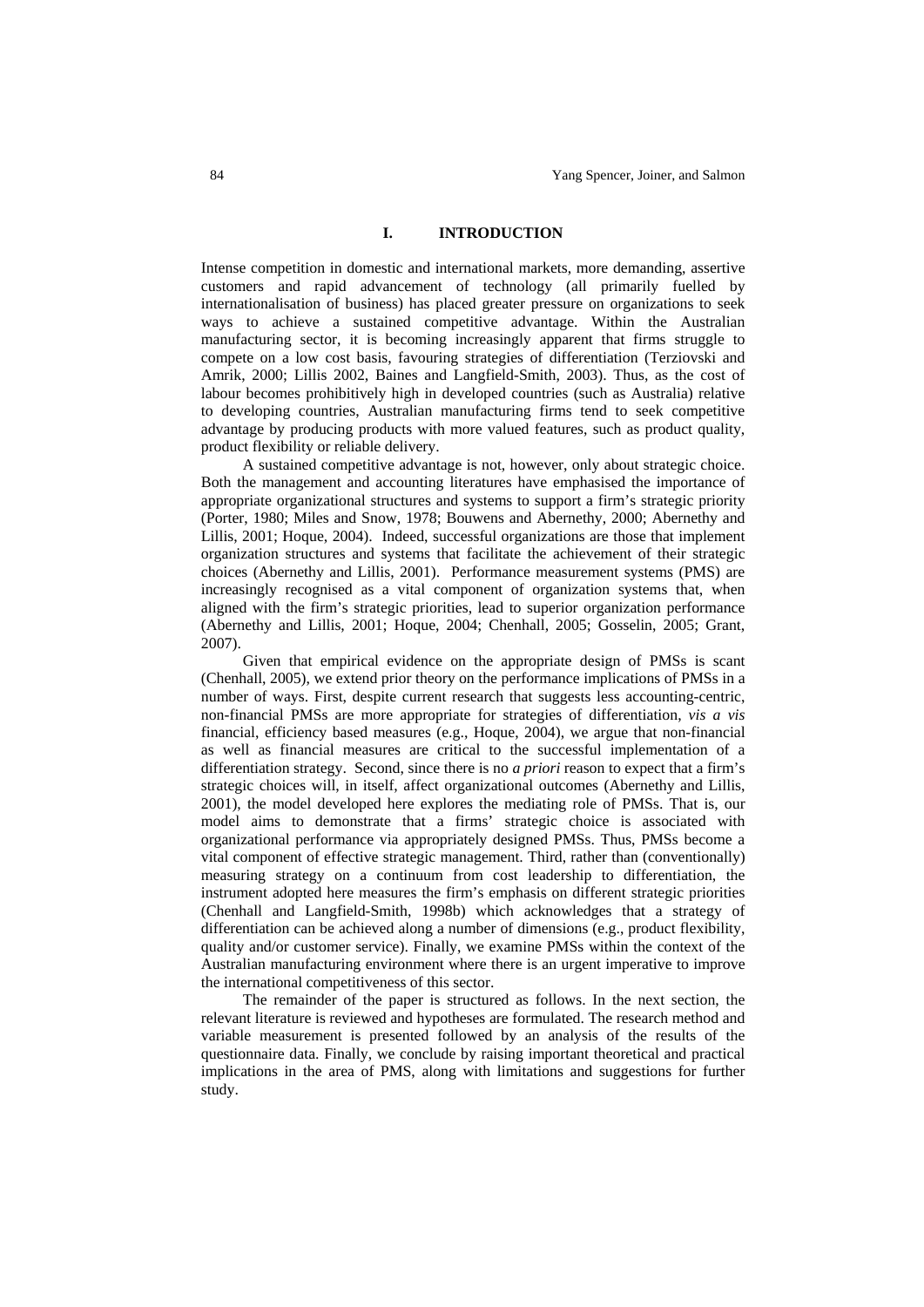## I. INTRODUCTION

Intense competition in domestic and international markets, more demanding, assertive customers and rapid advancement of technology (all primarily fuelled by internationalisation of business) has placed greater pressure on organizations to seek ways to achieve a sustained competitive advantage. Within the Australian manufacturing sector, it is becoming increasingly apparent that firms struggle to compete on a low cost basis, favouring strategies of differentiation (Terziovski and Amrik, 2000; Lillis 2002, Baines and Langfield-Smith, 2003). Thus, as the cost of labour becomes prohibitively high in developed countries (such as Australia) relative to developing countries, Australian manufacturing firms tend to seek competitive advantage by producing products with more valued features, such as product quality, product flexibility or reliable delivery.

A sustained competitive advantage is not, however, only about strategic choice. Both the management and accounting literatures have emphasised the importance of appropriate organizational structures and systems to support a firm's strategic priority (Porter, 1980; Miles and Snow, 1978; Bouwens and Abernethy, 2000; Abernethy and Lillis, 2001; Hoque, 2004). Indeed, successful organizations are those that implement organization structures and systems that facilitate the achievement of their strategic choices (Abernethy and Lillis, 2001). Performance measurement systems (PMS) are increasingly recognised as a vital component of organization systems that, when aligned with the firm's strategic priorities, lead to superior organization performance (Abernethy and Lillis, 2001; Hoque, 2004; Chenhall, 2005; Gosselin, 2005; Grant, 2007).

Given that empirical evidence on the appropriate design of PMSs is scant (Chenhall, 2005), we extend prior theory on the performance implications of PMSs in a number of ways. First, despite current research that suggests less accounting-centric, non-financial PMSs are more appropriate for strategies of differentiation, *vis a vis* financial, efficiency based measures (e.g., Hoque, 2004), we argue that non-financial as well as financial measures are critical to the successful implementation of a differentiation strategy. Second, since there is no *a priori* reason to expect that a firm's strategic choices will, in itself, affect organizational outcomes (Abernethy and Lillis, 2001), the model developed here explores the mediating role of PMSs. That is, our model aims to demonstrate that a firms' strategic choice is associated with organizational performance via appropriately designed PMSs. Thus, PMSs become a vital component of effective strategic management. Third, rather than (conventionally) measuring strategy on a continuum from cost leadership to differentiation, the instrument adopted here measures the firm's emphasis on different strategic priorities (Chenhall and Langfield-Smith, 1998b) which acknowledges that a strategy of differentiation can be achieved along a number of dimensions (e.g., product flexibility, quality and/or customer service). Finally, we examine PMSs within the context of the Australian manufacturing environment where there is an urgent imperative to improve the international competitiveness of this sector.

The remainder of the paper is structured as follows. In the next section, the relevant literature is reviewed and hypotheses are formulated. The research method and variable measurement is presented followed by an analysis of the results of the questionnaire data. Finally, we conclude by raising important theoretical and practical implications in the area of PMS, along with limitations and suggestions for further study.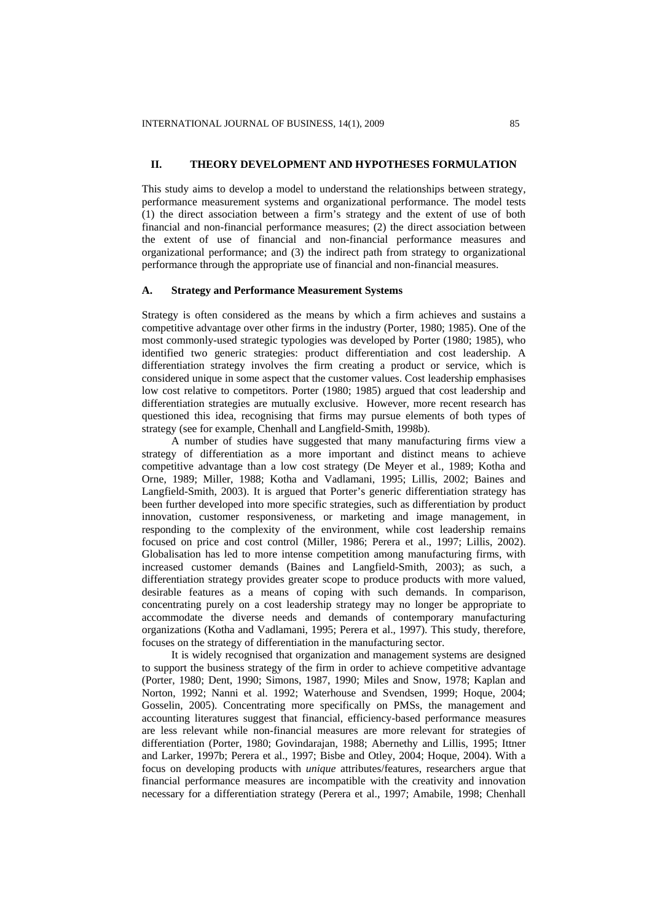## II. THEORY DEVELOPMENT AND HYPOTHESES FORMULATION

This study aims to develop a model to understand the relationships between strategy, performance measurement systems and organizational performance. The model tests (1) the direct association between a firm's strategy and the extent of use of both financial and non-financial performance measures; (2) the direct association between the extent of use of financial and non-financial performance measures and organizational performance; and (3) the indirect path from strategy to organizational performance through the appropriate use of financial and non-financial measures.

### A. Strategy and Performance Measurement Systems

Strategy is often considered as the means by which a firm achieves and sustains a competitive advantage over other firms in the industry (Porter, 1980; 1985). One of the most commonly-used strategic typologies was developed by Porter (1980; 1985), who identified two generic strategies: product differentiation and cost leadership. A differentiation strategy involves the firm creating a product or service, which is considered unique in some aspect that the customer values. Cost leadership emphasises low cost relative to competitors. Porter (1980; 1985) argued that cost leadership and differentiation strategies are mutually exclusive. However, more recent research has questioned this idea, recognising that firms may pursue elements of both types of strategy (see for example, Chenhall and Langfield-Smith, 1998b).

A number of studies have suggested that many manufacturing firms view a strategy of differentiation as a more important and distinct means to achieve competitive advantage than a low cost strategy (De Meyer et al., 1989; Kotha and Orne, 1989; Miller, 1988; Kotha and Vadlamani, 1995; Lillis, 2002; Baines and Langfield-Smith, 2003). It is argued that Porter's generic differentiation strategy has been further developed into more specific strategies, such as differentiation by product innovation, customer responsiveness, or marketing and image management, in responding to the complexity of the environment, while cost leadership remains focused on price and cost control (Miller, 1986; Perera et al., 1997; Lillis, 2002). Globalisation has led to more intense competition among manufacturing firms, with increased customer demands (Baines and Langfield-Smith, 2003); as such, a differentiation strategy provides greater scope to produce products with more valued, desirable features as a means of coping with such demands. In comparison, concentrating purely on a cost leadership strategy may no longer be appropriate to accommodate the diverse needs and demands of contemporary manufacturing organizations (Kotha and Vadlamani, 1995; Perera et al., 1997). This study, therefore, focuses on the strategy of differentiation in the manufacturing sector.

It is widely recognised that organization and management systems are designed to support the business strategy of the firm in order to achieve competitive advantage (Porter, 1980; Dent, 1990; Simons, 1987, 1990; Miles and Snow, 1978; Kaplan and Norton, 1992; Nanni et al. 1992; Waterhouse and Svendsen, 1999; Hoque, 2004; Gosselin, 2005). Concentrating more specifically on PMSs, the management and accounting literatures suggest that financial, efficiency-based performance measures are less relevant while non-financial measures are more relevant for strategies of differentiation (Porter, 1980; Govindarajan, 1988; Abernethy and Lillis, 1995; Ittner and Larker, 1997b; Perera et al., 1997; Bisbe and Otley, 2004; Hoque, 2004). With a focus on developing products with *unique* attributes/features, researchers argue that financial performance measures are incompatible with the creativity and innovation necessary for a differentiation strategy (Perera et al., 1997; Amabile, 1998; Chenhall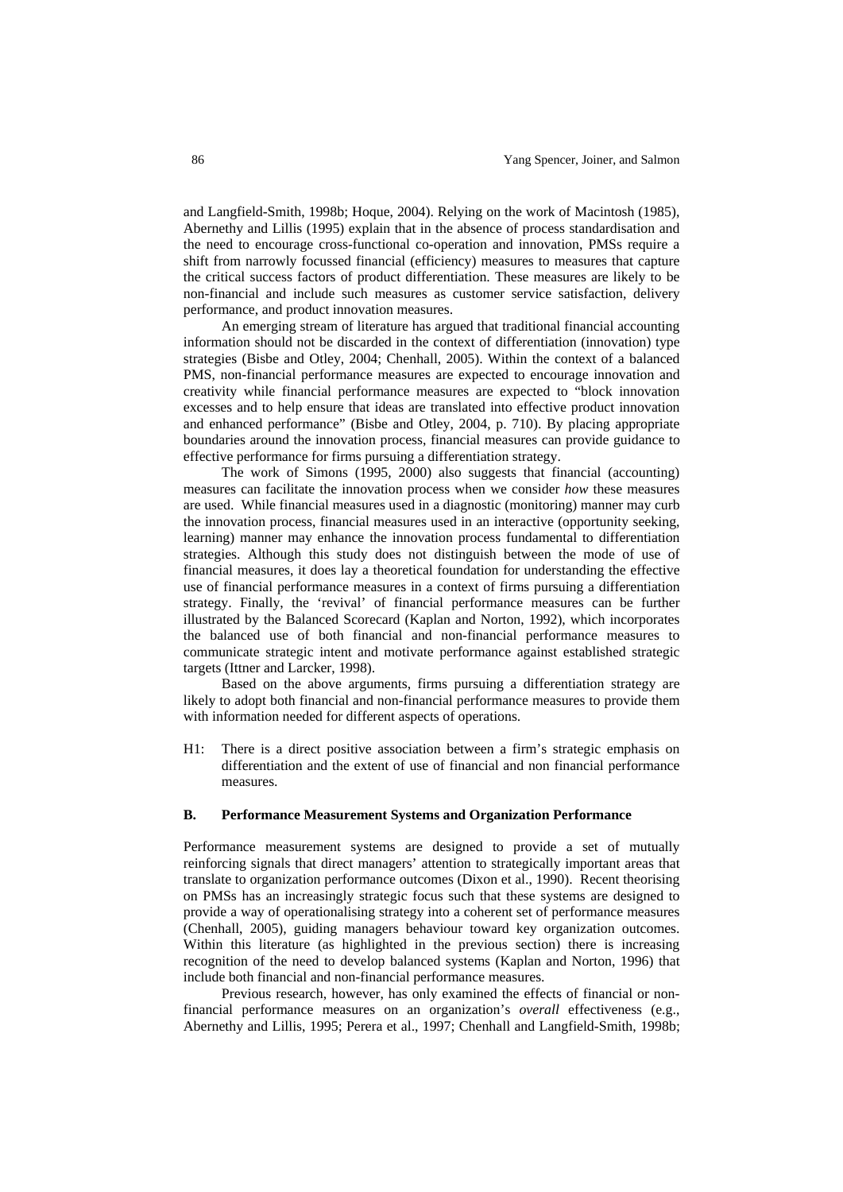and Langfield-Smith, 1998b; Hoque, 2004). Relying on the work of Macintosh (1985), Abernethy and Lillis (1995) explain that in the absence of process standardisation and the need to encourage cross-functional co-operation and innovation, PMSs require a shift from narrowly focussed financial (efficiency) measures to measures that capture the critical success factors of product differentiation. These measures are likely to be non-financial and include such measures as customer service satisfaction, delivery performance, and product innovation measures.

An emerging stream of literature has argued that traditional financial accounting information should not be discarded in the context of differentiation (innovation) type strategies (Bisbe and Otley, 2004; Chenhall, 2005). Within the context of a balanced PMS, non-financial performance measures are expected to encourage innovation and creativity while financial performance measures are expected to "block innovation excesses and to help ensure that ideas are translated into effective product innovation and enhanced performance" (Bisbe and Otley, 2004, p. 710). By placing appropriate boundaries around the innovation process, financial measures can provide guidance to effective performance for firms pursuing a differentiation strategy.

The work of Simons (1995, 2000) also suggests that financial (accounting) measures can facilitate the innovation process when we consider *how* these measures are used. While financial measures used in a diagnostic (monitoring) manner may curb the innovation process, financial measures used in an interactive (opportunity seeking, learning) manner may enhance the innovation process fundamental to differentiation strategies. Although this study does not distinguish between the mode of use of financial measures, it does lay a theoretical foundation for understanding the effective use of financial performance measures in a context of firms pursuing a differentiation strategy. Finally, the 'revival' of financial performance measures can be further illustrated by the Balanced Scorecard (Kaplan and Norton, 1992), which incorporates the balanced use of both financial and non-financial performance measures to communicate strategic intent and motivate performance against established strategic targets (Ittner and Larcker, 1998).

Based on the above arguments, firms pursuing a differentiation strategy are likely to adopt both financial and non-financial performance measures to provide them with information needed for different aspects of operations.

H1: There is a direct positive association between a firm's strategic emphasis on differentiation and the extent of use of financial and non financial performance measures.

### B. Performance Measurement Systems and Organization Performance

Performance measurement systems are designed to provide a set of mutually reinforcing signals that direct managers' attention to strategically important areas that translate to organization performance outcomes (Dixon et al., 1990). Recent theorising on PMSs has an increasingly strategic focus such that these systems are designed to provide a way of operationalising strategy into a coherent set of performance measures (Chenhall, 2005), guiding managers behaviour toward key organization outcomes. Within this literature (as highlighted in the previous section) there is increasing recognition of the need to develop balanced systems (Kaplan and Norton, 1996) that include both financial and non-financial performance measures.

Previous research, however, has only examined the effects of financial or non-financial performance measures on an organization's *overall* effectiveness (e.g., Abernethy and Lillis, 1995; Perera et al., 1997; Chenhall and Langfield-Smith, 1998b;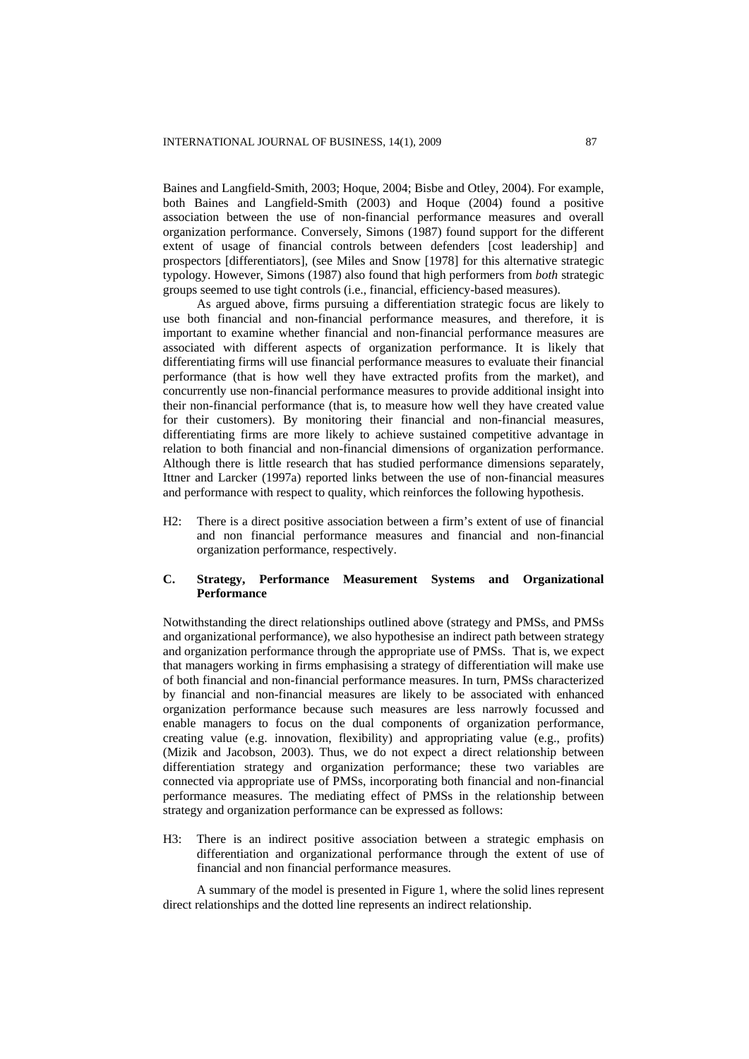Baines and Langfield-Smith, 2003; Hoque, 2004; Bisbe and Otley, 2004). For example, both Baines and Langfield-Smith (2003) and Hoque (2004) found a positive association between the use of non-financial performance measures and overall organization performance. Conversely, Simons (1987) found support for the different extent of usage of financial controls between defenders [cost leadership] and prospectors [differentiators], (see Miles and Snow [1978] for this alternative strategic typology. However, Simons (1987) also found that high performers from *both* strategic groups seemed to use tight controls (i.e., financial, efficiency-based measures).

As argued above, firms pursuing a differentiation strategic focus are likely to use both financial and non-financial performance measures, and therefore, it is important to examine whether financial and non-financial performance measures are associated with different aspects of organization performance. It is likely that differentiating firms will use financial performance measures to evaluate their financial performance (that is how well they have extracted profits from the market), and concurrently use non-financial performance measures to provide additional insight into their non-financial performance (that is, to measure how well they have created value for their customers). By monitoring their financial and non-financial measures, differentiating firms are more likely to achieve sustained competitive advantage in relation to both financial and non-financial dimensions of organization performance. Although there is little research that has studied performance dimensions separately, Ittner and Larcker (1997a) reported links between the use of non-financial measures and performance with respect to quality, which reinforces the following hypothesis.

H2: There is a direct positive association between a firm's extent of use of financial and non financial performance measures and financial and non-financial organization performance, respectively.

### C. Strategy, Performance Measurement Systems and Organizational Performance

Notwithstanding the direct relationships outlined above (strategy and PMSs, and PMSs and organizational performance), we also hypothesise an indirect path between strategy and organization performance through the appropriate use of PMSs. That is, we expect that managers working in firms emphasising a strategy of differentiation will make use of both financial and non-financial performance measures. In turn, PMSs characterized by financial and non-financial measures are likely to be associated with enhanced organization performance because such measures are less narrowly focussed and enable managers to focus on the dual components of organization performance, creating value (e.g. innovation, flexibility) and appropriating value (e.g., profits) (Mizik and Jacobson, 2003). Thus, we do not expect a direct relationship between differentiation strategy and organization performance; these two variables are connected via appropriate use of PMSs, incorporating both financial and non-financial performance measures. The mediating effect of PMSs in the relationship between strategy and organization performance can be expressed as follows:

H3: There is an indirect positive association between a strategic emphasis on differentiation and organizational performance through the extent of use of financial and non financial performance measures.

A summary of the model is presented in Figure 1, where the solid lines represent direct relationships and the dotted line represents an indirect relationship.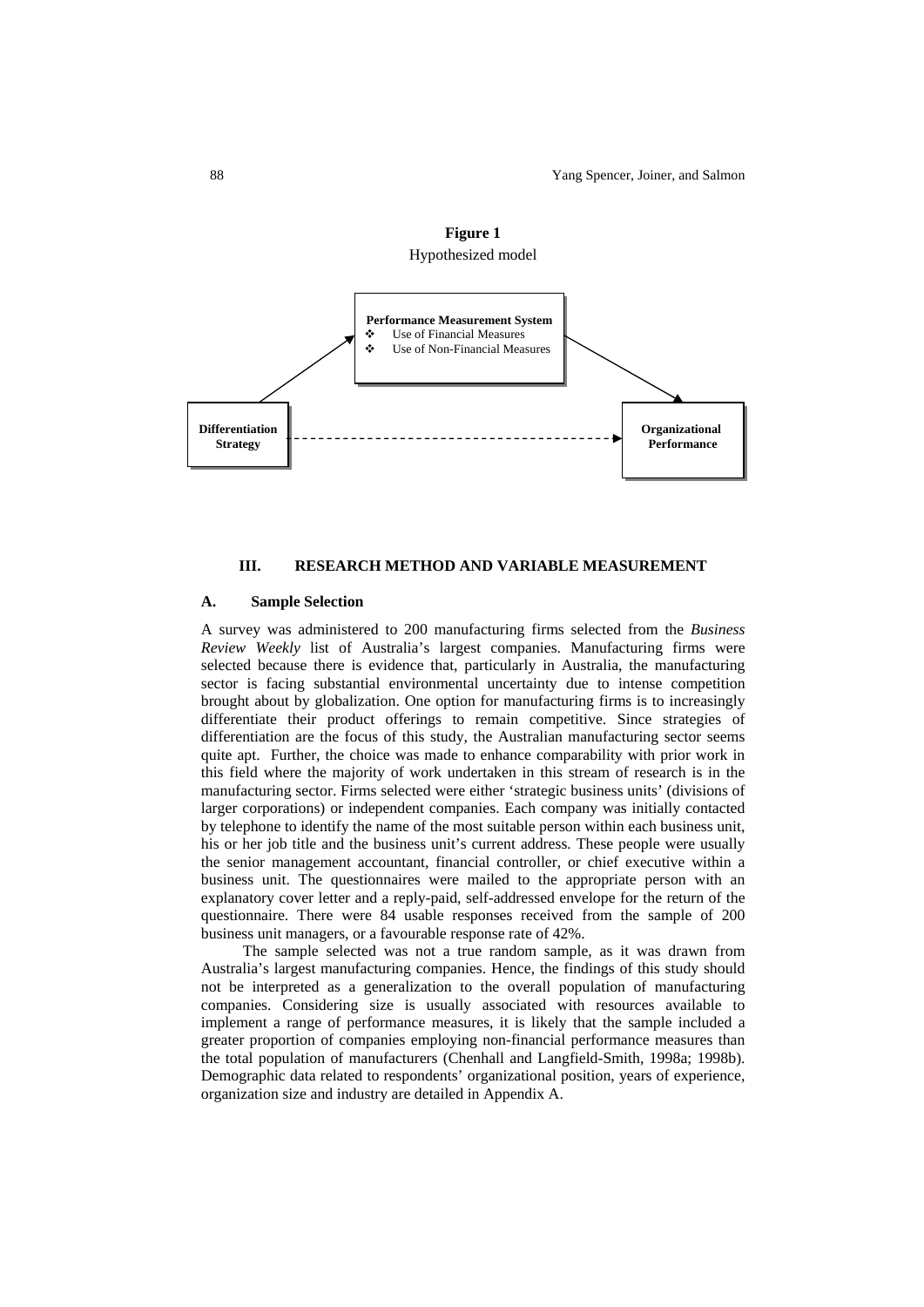**Figure 1**

Hypothesized model

Performance Measurement System
- Use of Financial Measures
- Use of Non-Financial Measures

Differentiation Strategy

Organizational Performance

## III. RESEARCH METHOD AND VARIABLE MEASUREMENT

### A. Sample Selection

A survey was administered to 200 manufacturing firms selected from the *Business Review Weekly* list of Australia's largest companies. Manufacturing firms were selected because there is evidence that, particularly in Australia, the manufacturing sector is facing substantial environmental uncertainty due to intense competition brought about by globalization. One option for manufacturing firms is to increasingly differentiate their product offerings to remain competitive. Since strategies of differentiation are the focus of this study, the Australian manufacturing sector seems quite apt. Further, the choice was made to enhance comparability with prior work in this field where the majority of work undertaken in this stream of research is in the manufacturing sector. Firms selected were either 'strategic business units' (divisions of larger corporations) or independent companies. Each company was initially contacted by telephone to identify the name of the most suitable person within each business unit, his or her job title and the business unit's current address. These people were usually the senior management accountant, financial controller, or chief executive within a business unit. The questionnaires were mailed to the appropriate person with an explanatory cover letter and a reply-paid, self-addressed envelope for the return of the questionnaire. There were 84 usable responses received from the sample of 200 business unit managers, or a favourable response rate of 42%.

The sample selected was not a true random sample, as it was drawn from Australia's largest manufacturing companies. Hence, the findings of this study should not be interpreted as a generalization to the overall population of manufacturing companies. Considering size is usually associated with resources available to implement a range of performance measures, it is likely that the sample included a greater proportion of companies employing non-financial performance measures than the total population of manufacturers (Chenhall and Langfield-Smith, 1998a; 1998b). Demographic data related to respondents' organizational position, years of experience, organization size and industry are detailed in Appendix A.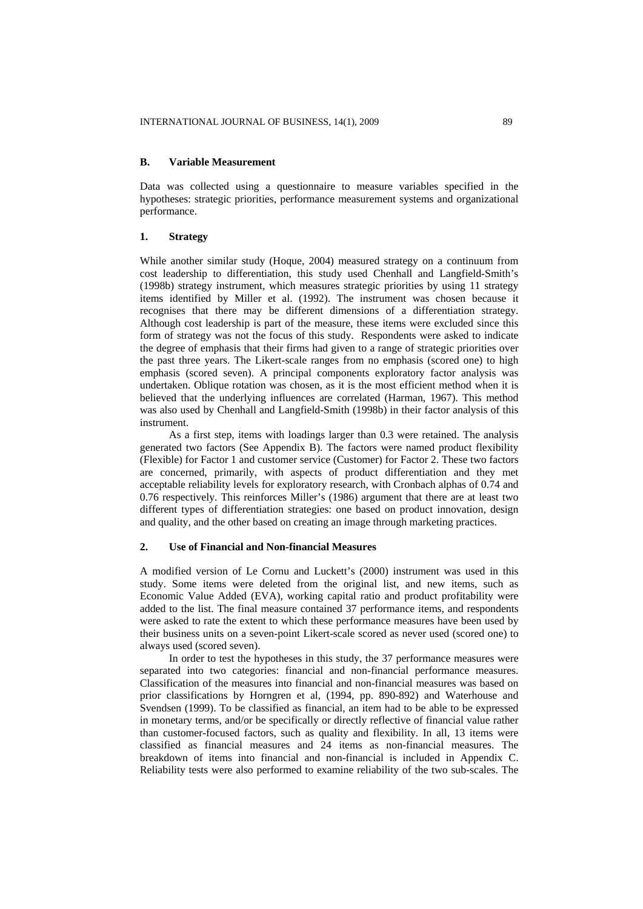### B. Variable Measurement

Data was collected using a questionnaire to measure variables specified in the hypotheses: strategic priorities, performance measurement systems and organizational performance.

#### 1. Strategy

While another similar study (Hoque, 2004) measured strategy on a continuum from cost leadership to differentiation, this study used Chenhall and Langfield-Smith's (1998b) strategy instrument, which measures strategic priorities by using 11 strategy items identified by Miller et al. (1992). The instrument was chosen because it recognises that there may be different dimensions of a differentiation strategy. Although cost leadership is part of the measure, these items were excluded since this form of strategy was not the focus of this study. Respondents were asked to indicate the degree of emphasis that their firms had given to a range of strategic priorities over the past three years. The Likert-scale ranges from no emphasis (scored one) to high emphasis (scored seven). A principal components exploratory factor analysis was undertaken. Oblique rotation was chosen, as it is the most efficient method when it is believed that the underlying influences are correlated (Harman, 1967). This method was also used by Chenhall and Langfield-Smith (1998b) in their factor analysis of this instrument.

As a first step, items with loadings larger than 0.3 were retained. The analysis generated two factors (See Appendix B). The factors were named product flexibility (Flexible) for Factor 1 and customer service (Customer) for Factor 2. These two factors are concerned, primarily, with aspects of product differentiation and they met acceptable reliability levels for exploratory research, with Cronbach alphas of 0.74 and 0.76 respectively. This reinforces Miller's (1986) argument that there are at least two different types of differentiation strategies: one based on product innovation, design and quality, and the other based on creating an image through marketing practices.

#### 2. Use of Financial and Non-financial Measures

A modified version of Le Cornu and Luckett's (2000) instrument was used in this study. Some items were deleted from the original list, and new items, such as Economic Value Added (EVA), working capital ratio and product profitability were added to the list. The final measure contained 37 performance items, and respondents were asked to rate the extent to which these performance measures have been used by their business units on a seven-point Likert-scale scored as never used (scored one) to always used (scored seven).

In order to test the hypotheses in this study, the 37 performance measures were separated into two categories: financial and non-financial performance measures. Classification of the measures into financial and non-financial measures was based on prior classifications by Horngren et al, (1994, pp. 890-892) and Waterhouse and Svendsen (1999). To be classified as financial, an item had to be able to be expressed in monetary terms, and/or be specifically or directly reflective of financial value rather than customer-focused factors, such as quality and flexibility. In all, 13 items were classified as financial measures and 24 items as non-financial measures. The breakdown of items into financial and non-financial is included in Appendix C. Reliability tests were also performed to examine reliability of the two sub-scales. The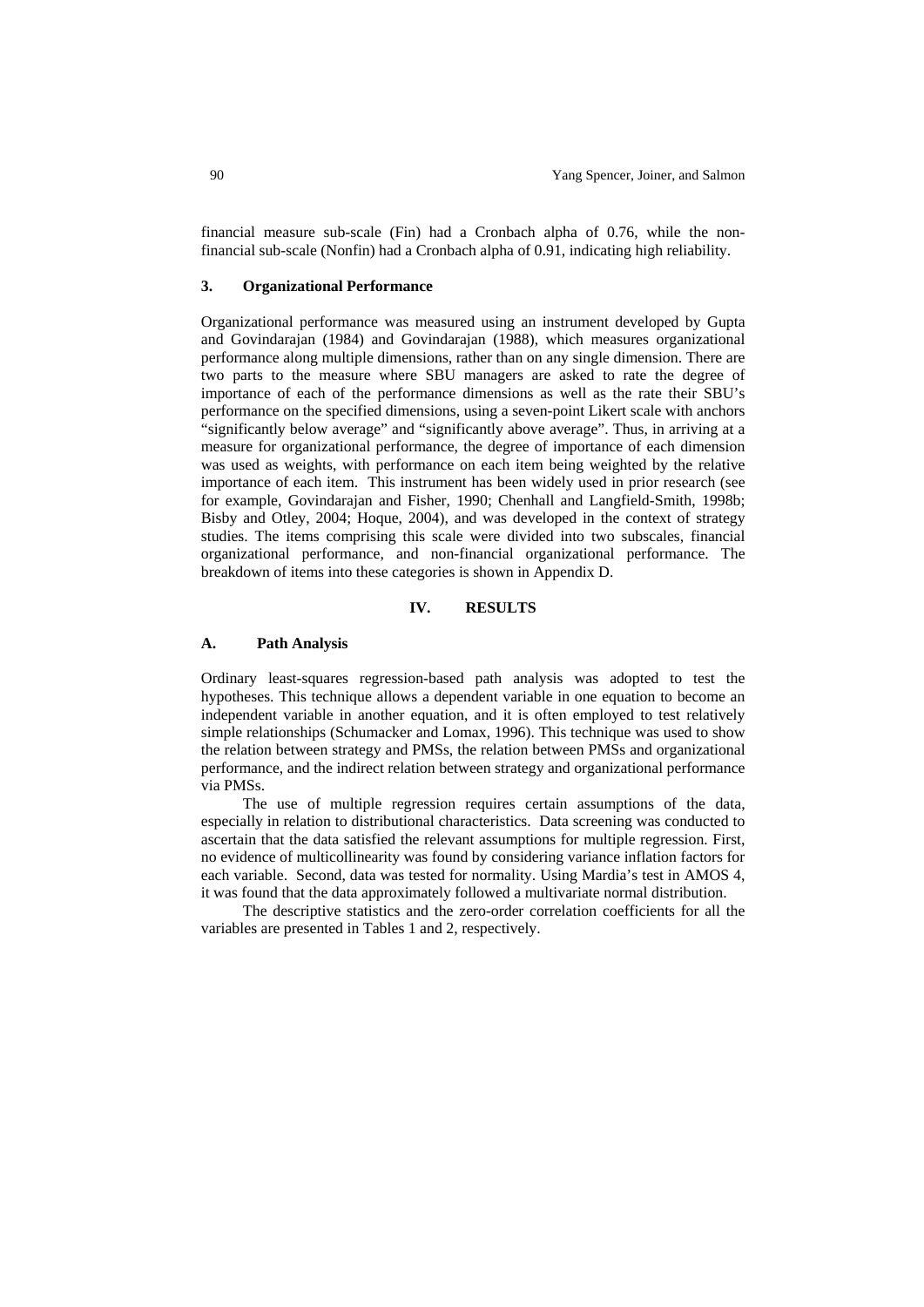financial measure sub-scale (Fin) had a Cronbach alpha of 0.76, while the non-financial sub-scale (Nonfin) had a Cronbach alpha of 0.91, indicating high reliability.

### 3. Organizational Performance

Organizational performance was measured using an instrument developed by Gupta and Govindarajan (1984) and Govindarajan (1988), which measures organizational performance along multiple dimensions, rather than on any single dimension. There are two parts to the measure where SBU managers are asked to rate the degree of importance of each of the performance dimensions as well as the rate their SBU's performance on the specified dimensions, using a seven-point Likert scale with anchors "significantly below average" and "significantly above average". Thus, in arriving at a measure for organizational performance, the degree of importance of each dimension was used as weights, with performance on each item being weighted by the relative importance of each item. This instrument has been widely used in prior research (see for example, Govindarajan and Fisher, 1990; Chenhall and Langfield-Smith, 1998b; Bisby and Otley, 2004; Hoque, 2004), and was developed in the context of strategy studies. The items comprising this scale were divided into two subscales, financial organizational performance, and non-financial organizational performance. The breakdown of items into these categories is shown in Appendix D.

## IV. RESULTS

### A. Path Analysis

Ordinary least-squares regression-based path analysis was adopted to test the hypotheses. This technique allows a dependent variable in one equation to become an independent variable in another equation, and it is often employed to test relatively simple relationships (Schumacker and Lomax, 1996). This technique was used to show the relation between strategy and PMSs, the relation between PMSs and organizational performance, and the indirect relation between strategy and organizational performance via PMSs.

The use of multiple regression requires certain assumptions of the data, especially in relation to distributional characteristics. Data screening was conducted to ascertain that the data satisfied the relevant assumptions for multiple regression. First, no evidence of multicollinearity was found by considering variance inflation factors for each variable. Second, data was tested for normality. Using Mardia's test in AMOS 4, it was found that the data approximately followed a multivariate normal distribution.

The descriptive statistics and the zero-order correlation coefficients for all the variables are presented in Tables 1 and 2, respectively.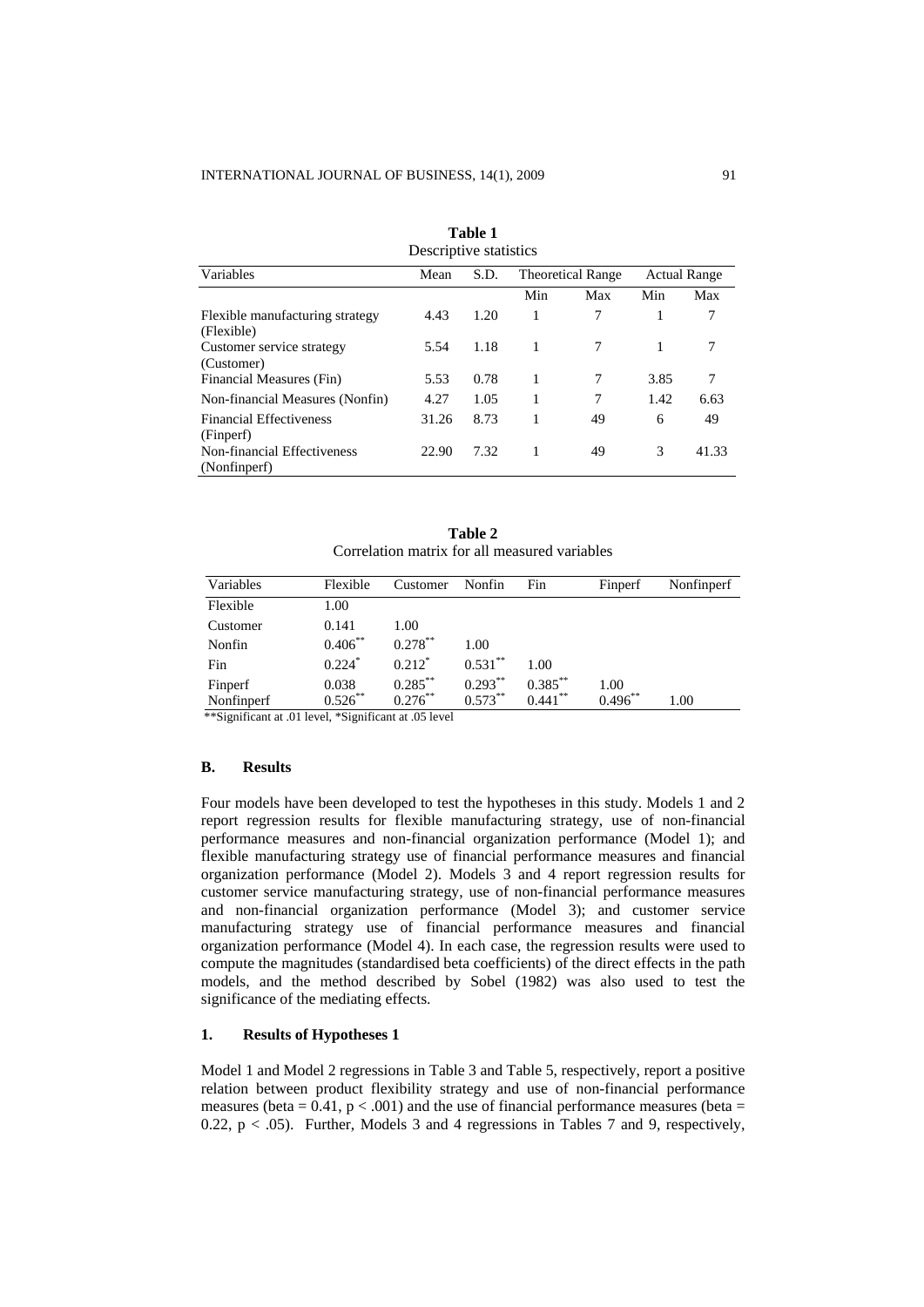**Table 1**
Descriptive statistics

| Variables | Mean | S.D. | Theoretical Range | | Actual Range | |
|---|---|---|---|---|---|---|
| | | | Min | Max | Min | Max |
| Flexible manufacturing strategy (Flexible) | 4.43 | 1.20 | 1 | 7 | 1 | 7 |
| Customer service strategy (Customer) | 5.54 | 1.18 | 1 | 7 | 1 | 7 |
| Financial Measures (Fin) | 5.53 | 0.78 | 1 | 7 | 3.85 | 7 |
| Non-financial Measures (Nonfin) | 4.27 | 1.05 | 1 | 7 | 1.42 | 6.63 |
| Financial Effectiveness (Finperf) | 31.26 | 8.73 | 1 | 49 | 6 | 49 |
| Non-financial Effectiveness (Nonfinperf) | 22.90 | 7.32 | 1 | 49 | 3 | 41.33 |

**Table 2**
Correlation matrix for all measured variables

| Variables | Flexible | Customer | Nonfin | Fin | Finperf | Nonfinperf |
|---|---|---|---|---|---|---|
| Flexible | 1.00 | | | | | |
| Customer | 0.141 | 1.00 | | | | |
| Nonfin | 0.406** | 0.278** | 1.00 | | | |
| Fin | 0.224* | 0.212* | 0.531** | 1.00 | | |
| Finperf | 0.038 | 0.285** | 0.293** | 0.385** | 1.00 | |
| Nonfinperf | 0.526** | 0.276** | 0.573** | 0.441** | 0.496** | 1.00 |

**Significant at .01 level, *Significant at .05 level

### B. Results

Four models have been developed to test the hypotheses in this study. Models 1 and 2 report regression results for flexible manufacturing strategy, use of non-financial performance measures and non-financial organization performance (Model 1); and flexible manufacturing strategy use of financial performance measures and financial organization performance (Model 2). Models 3 and 4 report regression results for customer service manufacturing strategy, use of non-financial performance measures and non-financial organization performance (Model 3); and customer service manufacturing strategy use of financial performance measures and financial organization performance (Model 4). In each case, the regression results were used to compute the magnitudes (standardised beta coefficients) of the direct effects in the path models, and the method described by Sobel (1982) was also used to test the significance of the mediating effects.

#### 1. Results of Hypotheses 1

Model 1 and Model 2 regressions in Table 3 and Table 5, respectively, report a positive relation between product flexibility strategy and use of non-financial performance measures (beta = 0.41, $p < .001$) and the use of financial performance measures (beta = 0.22, $p < .05$). Further, Models 3 and 4 regressions in Tables 7 and 9, respectively,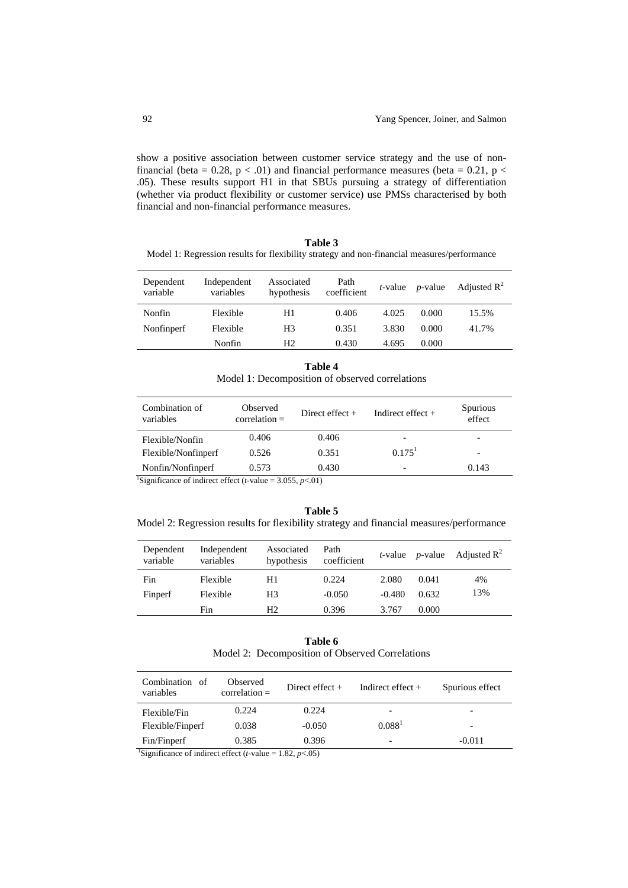show a positive association between customer service strategy and the use of non-financial (beta = 0.28, $p < .01$) and financial performance measures (beta = 0.21, $p < .05$). These results support H1 in that SBUs pursuing a strategy of differentiation (whether via product flexibility or customer service) use PMSs characterised by both financial and non-financial performance measures.

**Table 3**

Model 1: Regression results for flexibility strategy and non-financial measures/performance

| Dependent variable | Independent variables | Associated hypothesis | Path coefficient | *t*-value | *p*-value | Adjusted $R^2$ |
|---|---|---|---|---|---|---|
| Nonfin | Flexible | H1 | 0.406 | 4.025 | 0.000 | 15.5% |
| Nonfinperf | Flexible | H3 | 0.351 | 3.830 | 0.000 | 41.7% |
| | Nonfin | H2 | 0.430 | 4.695 | 0.000 | |

**Table 4**

Model 1: Decomposition of observed correlations

| Combination of variables | Observed correlation = | Direct effect + | Indirect effect + | Spurious effect |
|---|---|---|---|---|
| Flexible/Nonfin | 0.406 | 0.406 | - | - |
| Flexible/Nonfinperf | 0.526 | 0.351 | 0.175[1] | - |
| Nonfin/Nonfinperf | 0.573 | 0.430 | - | 0.143 |

[1]Significance of indirect effect (*t*-value = 3.055, $p<.01$)

**Table 5**

Model 2: Regression results for flexibility strategy and financial measures/performance

| Dependent variable | Independent variables | Associated hypothesis | Path coefficient | *t*-value | *p*-value | Adjusted $R^2$ |
|---|---|---|---|---|---|---|
| Fin | Flexible | H1 | 0.224 | 2.080 | 0.041 | 4% |
| Finperf | Flexible | H3 | -0.050 | -0.480 | 0.632 | 13% |
| | Fin | H2 | 0.396 | 3.767 | 0.000 | |

**Table 6**

Model 2: Decomposition of Observed Correlations

| Combination of variables | Observed correlation = | Direct effect + | Indirect effect + | Spurious effect |
|---|---|---|---|---|
| Flexible/Fin | 0.224 | 0.224 | - | - |
| Flexible/Finperf | 0.038 | -0.050 | 0.088[1] | - |
| Fin/Finperf | 0.385 | 0.396 | - | -0.011 |

[1]Significance of indirect effect (*t*-value = 1.82, $p<.05$)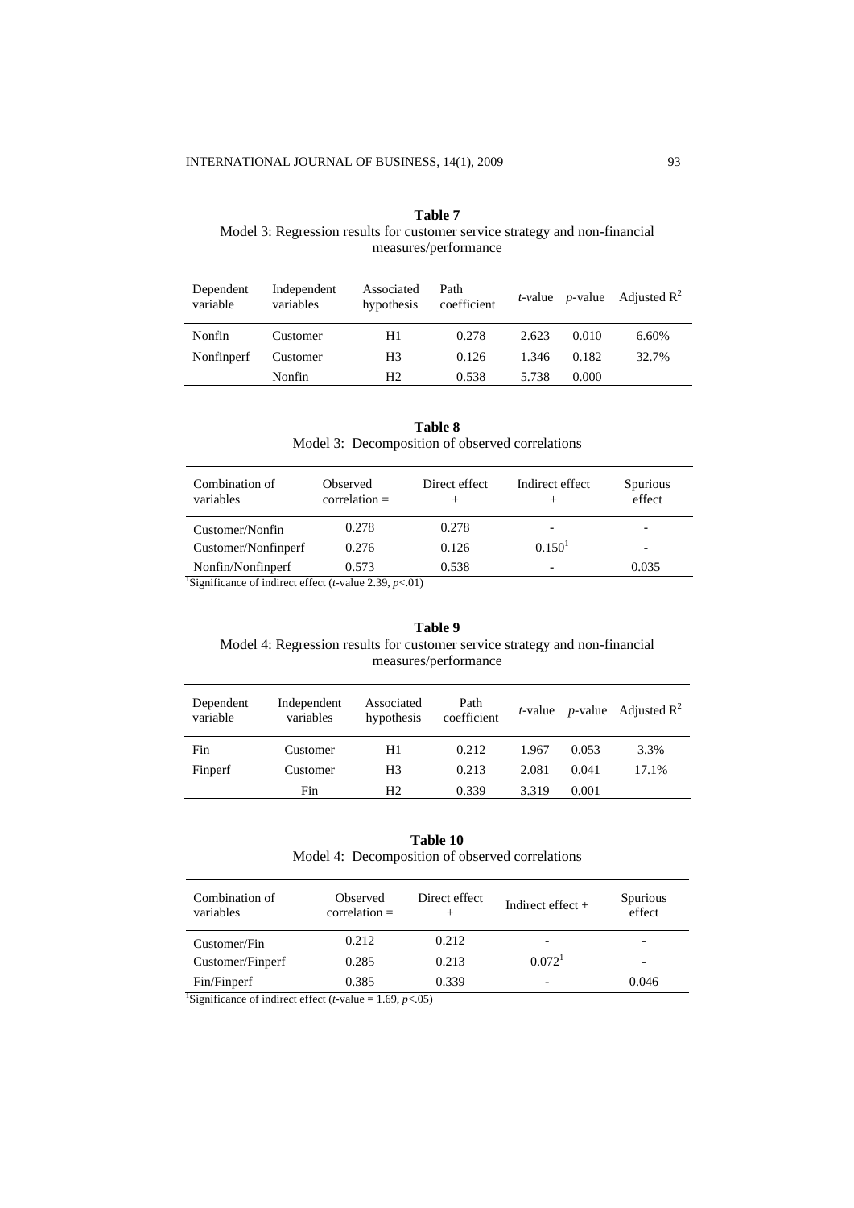**Table 7**
Model 3: Regression results for customer service strategy and non-financial measures/performance

| Dependent variable | Independent variables | Associated hypothesis | Path coefficient | *t*-value | *p*-value | Adjusted $R^2$ |
|---|---|---|---|---|---|---|
| Nonfin | Customer | H1 | 0.278 | 2.623 | 0.010 | 6.60% |
| Nonfinperf | Customer | H3 | 0.126 | 1.346 | 0.182 | 32.7% |
| | Nonfin | H2 | 0.538 | 5.738 | 0.000 | |

**Table 8**
Model 3: Decomposition of observed correlations

| Combination of variables | Observed correlation = | Direct effect + | Indirect effect + | Spurious effect |
|---|---|---|---|---|
| Customer/Nonfin | 0.278 | 0.278 | - | - |
| Customer/Nonfinperf | 0.276 | 0.126 | 0.150[1] | - |
| Nonfin/Nonfinperf | 0.573 | 0.538 | - | 0.035 |

[1]Significance of indirect effect (*t*-value 2.39, $p<.01$)

**Table 9**
Model 4: Regression results for customer service strategy and non-financial measures/performance

| Dependent variable | Independent variables | Associated hypothesis | Path coefficient | *t*-value | *p*-value | Adjusted $R^2$ |
|---|---|---|---|---|---|---|
| Fin | Customer | H1 | 0.212 | 1.967 | 0.053 | 3.3% |
| Finperf | Customer | H3 | 0.213 | 2.081 | 0.041 | 17.1% |
| | Fin | H2 | 0.339 | 3.319 | 0.001 | |

**Table 10**
Model 4: Decomposition of observed correlations

| Combination of variables | Observed correlation = | Direct effect + | Indirect effect + | Spurious effect |
|---|---|---|---|---|
| Customer/Fin | 0.212 | 0.212 | - | - |
| Customer/Finperf | 0.285 | 0.213 | 0.072[1] | - |
| Fin/Finperf | 0.385 | 0.339 | - | 0.046 |

[1]Significance of indirect effect (*t*-value = 1.69, $p<.05$)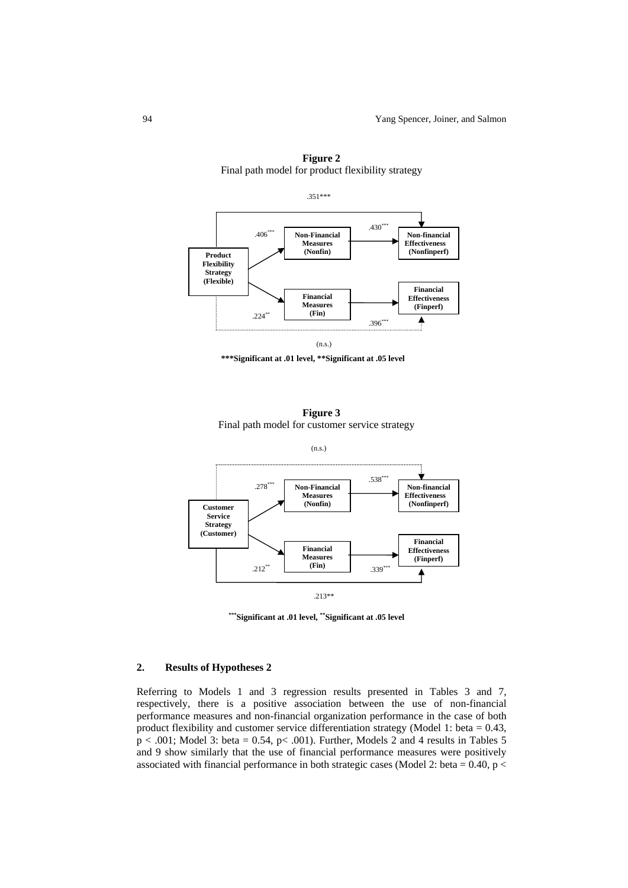**Figure 2**
Final path model for product flexibility strategy

.351***

| From | To | Coefficient |
|---|---|---|
| Product Flexibility Strategy (Flexible) | Non-Financial Measures (Nonfin) | .406*** |
| Product Flexibility Strategy (Flexible) | Financial Measures (Fin) | .224** |
| Non-Financial Measures (Nonfin) | Non-financial Effectiveness (Nonfinperf) | .430*** |
| Financial Measures (Fin) | Financial Effectiveness (Finperf) | .396*** |
| Product Flexibility Strategy (Flexible) | Non-financial Effectiveness (Nonfinperf) | .351*** |
| Product Flexibility Strategy (Flexible) | Financial Effectiveness (Finperf) | (n.s.) |

(n.s.)

**\*\*\*Significant at .01 level, \*\*Significant at .05 level**

**Figure 3**
Final path model for customer service strategy

(n.s.)

| From | To | Coefficient |
|---|---|---|
| Customer Service Strategy (Customer) | Non-Financial Measures (Nonfin) | .278*** |
| Customer Service Strategy (Customer) | Financial Measures (Fin) | .212** |
| Non-Financial Measures (Nonfin) | Non-financial Effectiveness (Nonfinperf) | .538*** |
| Financial Measures (Fin) | Financial Effectiveness (Finperf) | .339*** |
| Customer Service Strategy (Customer) | Non-financial Effectiveness (Nonfinperf) | (n.s.) |
| Customer Service Strategy (Customer) | Financial Effectiveness (Finperf) | .213** |

.213**

**\*\*\*Significant at .01 level, \*\*Significant at .05 level**

## 2. Results of Hypotheses 2

Referring to Models 1 and 3 regression results presented in Tables 3 and 7, respectively, there is a positive association between the use of non-financial performance measures and non-financial organization performance in the case of both product flexibility and customer service differentiation strategy (Model 1: beta = 0.43, $p < .001$; Model 3: beta = 0.54, $p < .001$). Further, Models 2 and 4 results in Tables 5 and 9 show similarly that the use of financial performance measures were positively associated with financial performance in both strategic cases (Model 2: beta = 0.40, p <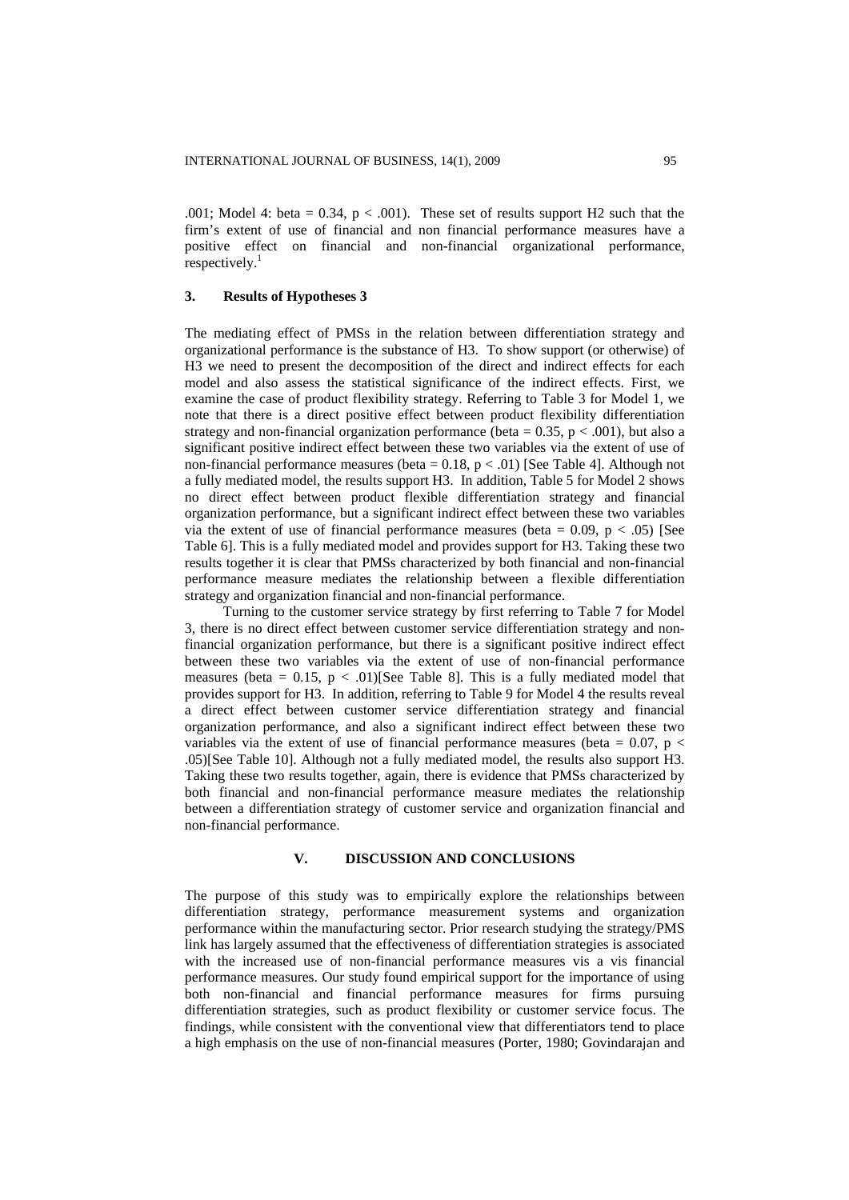.001; Model 4: beta = 0.34, $p < .001$). These set of results support H2 such that the firm's extent of use of financial and non financial performance measures have a positive effect on financial and non-financial organizational performance, respectively.[1]

### 3. Results of Hypotheses 3

The mediating effect of PMSs in the relation between differentiation strategy and organizational performance is the substance of H3. To show support (or otherwise) of H3 we need to present the decomposition of the direct and indirect effects for each model and also assess the statistical significance of the indirect effects. First, we examine the case of product flexibility strategy. Referring to Table 3 for Model 1, we note that there is a direct positive effect between product flexibility differentiation strategy and non-financial organization performance (beta = 0.35, $p < .001$), but also a significant positive indirect effect between these two variables via the extent of use of non-financial performance measures (beta = 0.18, $p < .01$) [See Table 4]. Although not a fully mediated model, the results support H3. In addition, Table 5 for Model 2 shows no direct effect between product flexible differentiation strategy and financial organization performance, but a significant indirect effect between these two variables via the extent of use of financial performance measures (beta = 0.09, $p < .05$) [See Table 6]. This is a fully mediated model and provides support for H3. Taking these two results together it is clear that PMSs characterized by both financial and non-financial performance measure mediates the relationship between a flexible differentiation strategy and organization financial and non-financial performance.

Turning to the customer service strategy by first referring to Table 7 for Model 3, there is no direct effect between customer service differentiation strategy and non-financial organization performance, but there is a significant positive indirect effect between these two variables via the extent of use of non-financial performance measures (beta = 0.15, $p < .01$)[See Table 8]. This is a fully mediated model that provides support for H3. In addition, referring to Table 9 for Model 4 the results reveal a direct effect between customer service differentiation strategy and financial organization performance, and also a significant indirect effect between these two variables via the extent of use of financial performance measures (beta = 0.07, $p < .05$)[See Table 10]. Although not a fully mediated model, the results also support H3. Taking these two results together, again, there is evidence that PMSs characterized by both financial and non-financial performance measure mediates the relationship between a differentiation strategy of customer service and organization financial and non-financial performance.

## V. DISCUSSION AND CONCLUSIONS

The purpose of this study was to empirically explore the relationships between differentiation strategy, performance measurement systems and organization performance within the manufacturing sector. Prior research studying the strategy/PMS link has largely assumed that the effectiveness of differentiation strategies is associated with the increased use of non-financial performance measures vis a vis financial performance measures. Our study found empirical support for the importance of using both non-financial and financial performance measures for firms pursuing differentiation strategies, such as product flexibility or customer service focus. The findings, while consistent with the conventional view that differentiators tend to place a high emphasis on the use of non-financial measures (Porter, 1980; Govindarajan and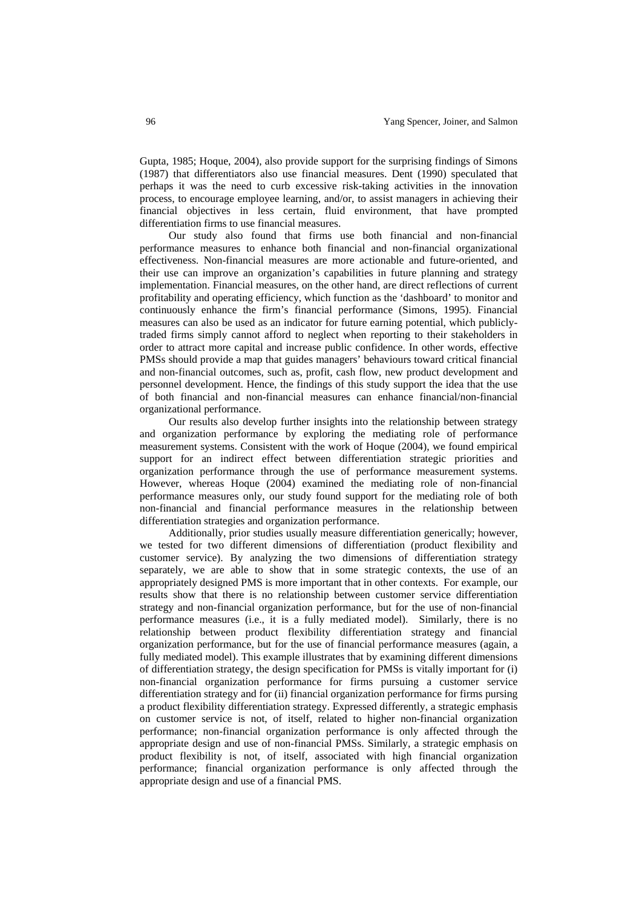Gupta, 1985; Hoque, 2004), also provide support for the surprising findings of Simons (1987) that differentiators also use financial measures. Dent (1990) speculated that perhaps it was the need to curb excessive risk-taking activities in the innovation process, to encourage employee learning, and/or, to assist managers in achieving their financial objectives in less certain, fluid environment, that have prompted differentiation firms to use financial measures.

Our study also found that firms use both financial and non-financial performance measures to enhance both financial and non-financial organizational effectiveness. Non-financial measures are more actionable and future-oriented, and their use can improve an organization's capabilities in future planning and strategy implementation. Financial measures, on the other hand, are direct reflections of current profitability and operating efficiency, which function as the 'dashboard' to monitor and continuously enhance the firm's financial performance (Simons, 1995). Financial measures can also be used as an indicator for future earning potential, which publicly-traded firms simply cannot afford to neglect when reporting to their stakeholders in order to attract more capital and increase public confidence. In other words, effective PMSs should provide a map that guides managers' behaviours toward critical financial and non-financial outcomes, such as, profit, cash flow, new product development and personnel development. Hence, the findings of this study support the idea that the use of both financial and non-financial measures can enhance financial/non-financial organizational performance.

Our results also develop further insights into the relationship between strategy and organization performance by exploring the mediating role of performance measurement systems. Consistent with the work of Hoque (2004), we found empirical support for an indirect effect between differentiation strategic priorities and organization performance through the use of performance measurement systems. However, whereas Hoque (2004) examined the mediating role of non-financial performance measures only, our study found support for the mediating role of both non-financial and financial performance measures in the relationship between differentiation strategies and organization performance.

Additionally, prior studies usually measure differentiation generically; however, we tested for two different dimensions of differentiation (product flexibility and customer service). By analyzing the two dimensions of differentiation strategy separately, we are able to show that in some strategic contexts, the use of an appropriately designed PMS is more important that in other contexts. For example, our results show that there is no relationship between customer service differentiation strategy and non-financial organization performance, but for the use of non-financial performance measures (i.e., it is a fully mediated model). Similarly, there is no relationship between product flexibility differentiation strategy and financial organization performance, but for the use of financial performance measures (again, a fully mediated model). This example illustrates that by examining different dimensions of differentiation strategy, the design specification for PMSs is vitally important for (i) non-financial organization performance for firms pursuing a customer service differentiation strategy and for (ii) financial organization performance for firms pursing a product flexibility differentiation strategy. Expressed differently, a strategic emphasis on customer service is not, of itself, related to higher non-financial organization performance; non-financial organization performance is only affected through the appropriate design and use of non-financial PMSs. Similarly, a strategic emphasis on product flexibility is not, of itself, associated with high financial organization performance; financial organization performance is only affected through the appropriate design and use of a financial PMS.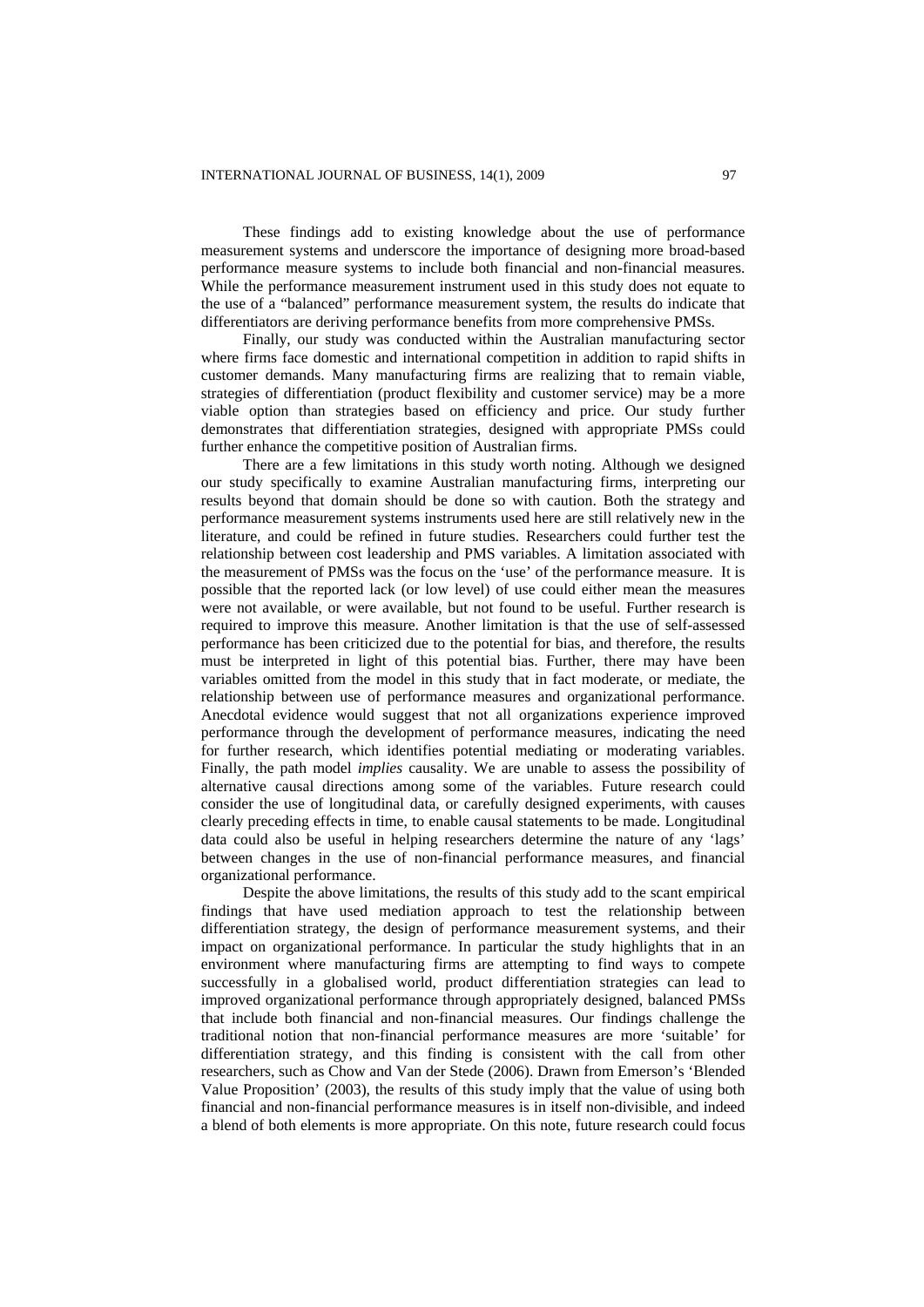These findings add to existing knowledge about the use of performance measurement systems and underscore the importance of designing more broad-based performance measure systems to include both financial and non-financial measures. While the performance measurement instrument used in this study does not equate to the use of a "balanced" performance measurement system, the results do indicate that differentiators are deriving performance benefits from more comprehensive PMSs.

Finally, our study was conducted within the Australian manufacturing sector where firms face domestic and international competition in addition to rapid shifts in customer demands. Many manufacturing firms are realizing that to remain viable, strategies of differentiation (product flexibility and customer service) may be a more viable option than strategies based on efficiency and price. Our study further demonstrates that differentiation strategies, designed with appropriate PMSs could further enhance the competitive position of Australian firms.

There are a few limitations in this study worth noting. Although we designed our study specifically to examine Australian manufacturing firms, interpreting our results beyond that domain should be done so with caution. Both the strategy and performance measurement systems instruments used here are still relatively new in the literature, and could be refined in future studies. Researchers could further test the relationship between cost leadership and PMS variables. A limitation associated with the measurement of PMSs was the focus on the 'use' of the performance measure. It is possible that the reported lack (or low level) of use could either mean the measures were not available, or were available, but not found to be useful. Further research is required to improve this measure. Another limitation is that the use of self-assessed performance has been criticized due to the potential for bias, and therefore, the results must be interpreted in light of this potential bias. Further, there may have been variables omitted from the model in this study that in fact moderate, or mediate, the relationship between use of performance measures and organizational performance. Anecdotal evidence would suggest that not all organizations experience improved performance through the development of performance measures, indicating the need for further research, which identifies potential mediating or moderating variables. Finally, the path model *implies* causality. We are unable to assess the possibility of alternative causal directions among some of the variables. Future research could consider the use of longitudinal data, or carefully designed experiments, with causes clearly preceding effects in time, to enable causal statements to be made. Longitudinal data could also be useful in helping researchers determine the nature of any 'lags' between changes in the use of non-financial performance measures, and financial organizational performance.

Despite the above limitations, the results of this study add to the scant empirical findings that have used mediation approach to test the relationship between differentiation strategy, the design of performance measurement systems, and their impact on organizational performance. In particular the study highlights that in an environment where manufacturing firms are attempting to find ways to compete successfully in a globalised world, product differentiation strategies can lead to improved organizational performance through appropriately designed, balanced PMSs that include both financial and non-financial measures. Our findings challenge the traditional notion that non-financial performance measures are more 'suitable' for differentiation strategy, and this finding is consistent with the call from other researchers, such as Chow and Van der Stede (2006). Drawn from Emerson's 'Blended Value Proposition' (2003), the results of this study imply that the value of using both financial and non-financial performance measures is in itself non-divisible, and indeed a blend of both elements is more appropriate. On this note, future research could focus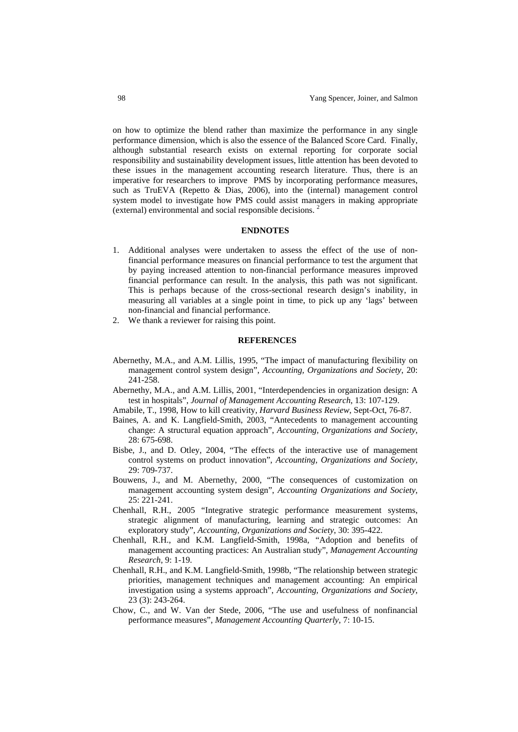on how to optimize the blend rather than maximize the performance in any single performance dimension, which is also the essence of the Balanced Score Card. Finally, although substantial research exists on external reporting for corporate social responsibility and sustainability development issues, little attention has been devoted to these issues in the management accounting research literature. Thus, there is an imperative for researchers to improve PMS by incorporating performance measures, such as TruEVA (Repetto & Dias, 2006), into the (internal) management control system model to investigate how PMS could assist managers in making appropriate (external) environmental and social responsible decisions. [2]

## ENDNOTES

1. Additional analyses were undertaken to assess the effect of the use of non-financial performance measures on financial performance to test the argument that by paying increased attention to non-financial performance measures improved financial performance can result. In the analysis, this path was not significant. This is perhaps because of the cross-sectional research design's inability, in measuring all variables at a single point in time, to pick up any 'lags' between non-financial and financial performance.
2. We thank a reviewer for raising this point.

## REFERENCES

Abernethy, M.A., and A.M. Lillis, 1995, "The impact of manufacturing flexibility on management control system design", *Accounting, Organizations and Society*, 20: 241-258.

Abernethy, M.A., and A.M. Lillis, 2001, "Interdependencies in organization design: A test in hospitals", *Journal of Management Accounting Research*, 13: 107-129.

Amabile, T., 1998, How to kill creativity, *Harvard Business Review*, Sept-Oct, 76-87.

Baines, A. and K. Langfield-Smith, 2003, "Antecedents to management accounting change: A structural equation approach", *Accounting, Organizations and Society*, 28: 675-698.

Bisbe, J., and D. Otley, 2004, "The effects of the interactive use of management control systems on product innovation", *Accounting, Organizations and Society*, 29: 709-737.

Bouwens, J., and M. Abernethy, 2000, "The consequences of customization on management accounting system design", *Accounting Organizations and Society*, 25: 221-241.

Chenhall, R.H., 2005 "Integrative strategic performance measurement systems, strategic alignment of manufacturing, learning and strategic outcomes: An exploratory study", *Accounting, Organizations and Society*, 30: 395-422.

Chenhall, R.H., and K.M. Langfield-Smith, 1998a, "Adoption and benefits of management accounting practices: An Australian study", *Management Accounting Research*, 9: 1-19.

Chenhall, R.H., and K.M. Langfield-Smith, 1998b, "The relationship between strategic priorities, management techniques and management accounting: An empirical investigation using a systems approach", *Accounting, Organizations and Society*, 23 (3): 243-264.

Chow, C., and W. Van der Stede, 2006, "The use and usefulness of nonfinancial performance measures", *Management Accounting Quarterly*, 7: 10-15.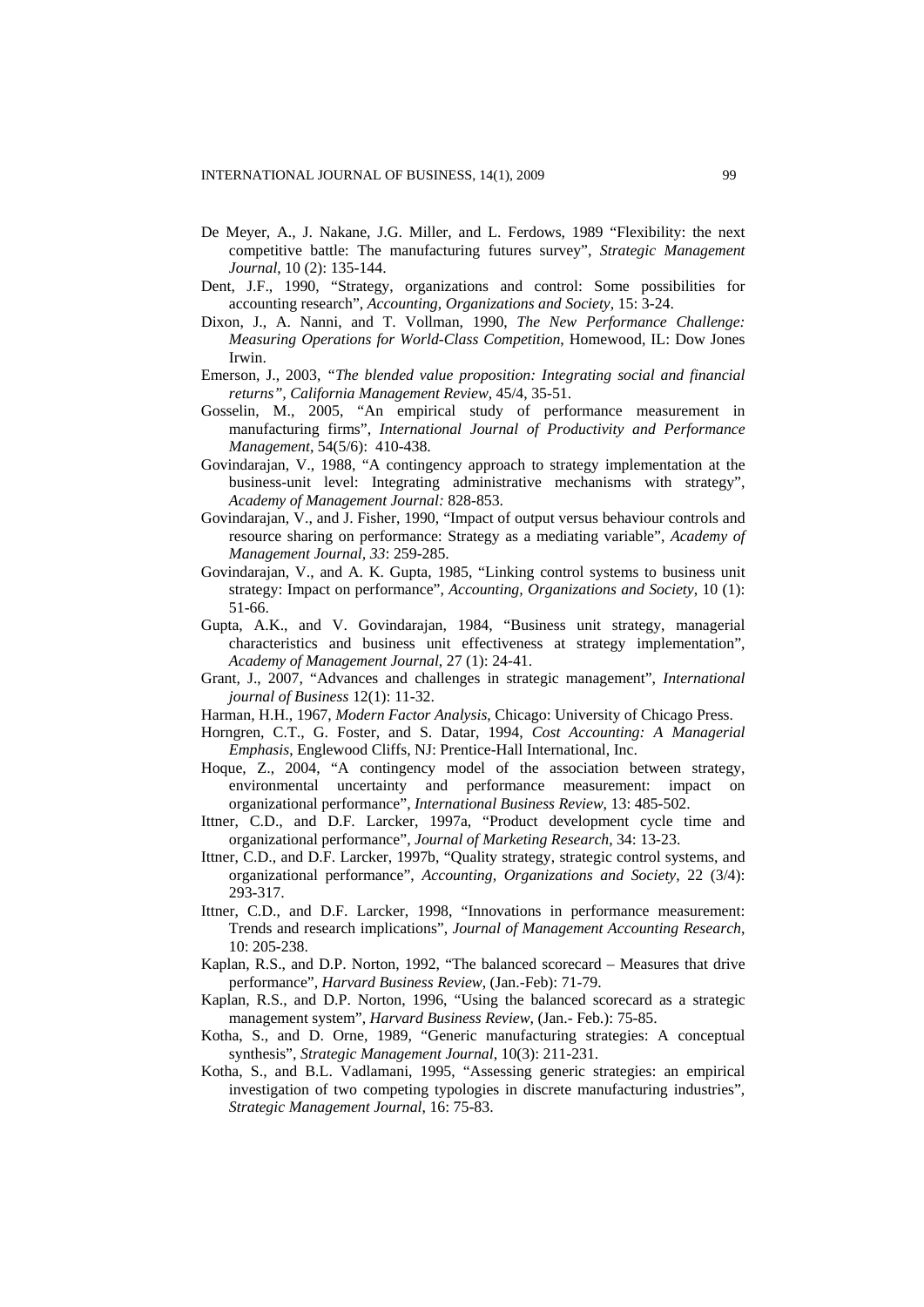De Meyer, A., J. Nakane, J.G. Miller, and L. Ferdows, 1989 "Flexibility: the next competitive battle: The manufacturing futures survey", *Strategic Management Journal*, 10 (2): 135-144.

Dent, J.F., 1990, "Strategy, organizations and control: Some possibilities for accounting research", *Accounting, Organizations and Society*, 15: 3-24.

Dixon, J., A. Nanni, and T. Vollman, 1990, *The New Performance Challenge: Measuring Operations for World-Class Competition*, Homewood, IL: Dow Jones Irwin.

Emerson, J., 2003, *"The blended value proposition: Integrating social and financial returns", California Management Review*, 45/4, 35-51.

Gosselin, M., 2005, "An empirical study of performance measurement in manufacturing firms", *International Journal of Productivity and Performance Management*, 54(5/6): 410-438.

Govindarajan, V., 1988, "A contingency approach to strategy implementation at the business-unit level: Integrating administrative mechanisms with strategy", *Academy of Management Journal:* 828-853.

Govindarajan, V., and J. Fisher, 1990, "Impact of output versus behaviour controls and resource sharing on performance: Strategy as a mediating variable", *Academy of Management Journal, 33*: 259-285.

Govindarajan, V., and A. K. Gupta, 1985, "Linking control systems to business unit strategy: Impact on performance", *Accounting, Organizations and Society*, 10 (1): 51-66.

Gupta, A.K., and V. Govindarajan, 1984, "Business unit strategy, managerial characteristics and business unit effectiveness at strategy implementation", *Academy of Management Journal*, 27 (1): 24-41.

Grant, J., 2007, "Advances and challenges in strategic management", *International journal of Business* 12(1): 11-32.

Harman, H.H., 1967, *Modern Factor Analysis*, Chicago: University of Chicago Press.

Horngren, C.T., G. Foster, and S. Datar, 1994, *Cost Accounting: A Managerial Emphasis*, Englewood Cliffs, NJ: Prentice-Hall International, Inc.

Hoque, Z., 2004, "A contingency model of the association between strategy, environmental uncertainty and performance measurement: impact on organizational performance", *International Business Review*, 13: 485-502.

Ittner, C.D., and D.F. Larcker, 1997a, "Product development cycle time and organizational performance", *Journal of Marketing Research*, 34: 13-23.

Ittner, C.D., and D.F. Larcker, 1997b, "Quality strategy, strategic control systems, and organizational performance", *Accounting, Organizations and Society*, 22 (3/4): 293-317.

Ittner, C.D., and D.F. Larcker, 1998, "Innovations in performance measurement: Trends and research implications", *Journal of Management Accounting Research*, 10: 205-238.

Kaplan, R.S., and D.P. Norton, 1992, "The balanced scorecard – Measures that drive performance", *Harvard Business Review*, (Jan.-Feb): 71-79.

Kaplan, R.S., and D.P. Norton, 1996, "Using the balanced scorecard as a strategic management system", *Harvard Business Review*, (Jan.- Feb.): 75-85.

Kotha, S., and D. Orne, 1989, "Generic manufacturing strategies: A conceptual synthesis", *Strategic Management Journal*, 10(3): 211-231.

Kotha, S., and B.L. Vadlamani, 1995, "Assessing generic strategies: an empirical investigation of two competing typologies in discrete manufacturing industries", *Strategic Management Journal*, 16: 75-83.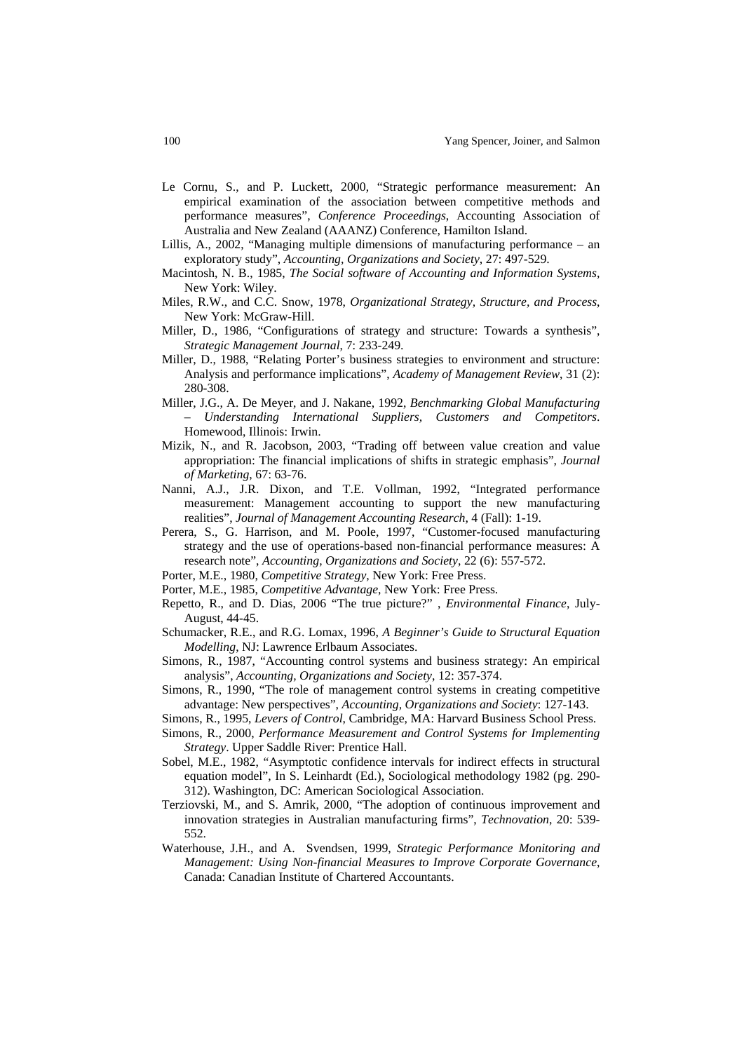Le Cornu, S., and P. Luckett, 2000, "Strategic performance measurement: An empirical examination of the association between competitive methods and performance measures", *Conference Proceedings*, Accounting Association of Australia and New Zealand (AAANZ) Conference, Hamilton Island.

Lillis, A., 2002, "Managing multiple dimensions of manufacturing performance – an exploratory study", *Accounting, Organizations and Society*, 27: 497-529.

Macintosh, N. B., 1985, *The Social software of Accounting and Information Systems*, New York: Wiley.

Miles, R.W., and C.C. Snow, 1978, *Organizational Strategy, Structure, and Process*, New York: McGraw-Hill.

Miller, D., 1986, "Configurations of strategy and structure: Towards a synthesis", *Strategic Management Journal*, 7: 233-249.

Miller, D., 1988, "Relating Porter's business strategies to environment and structure: Analysis and performance implications", *Academy of Management Review*, 31 (2): 280-308.

Miller, J.G., A. De Meyer, and J. Nakane, 1992, *Benchmarking Global Manufacturing – Understanding International Suppliers, Customers and Competitors*. Homewood, Illinois: Irwin.

Mizik, N., and R. Jacobson, 2003, "Trading off between value creation and value appropriation: The financial implications of shifts in strategic emphasis", *Journal of Marketing*, 67: 63-76.

Nanni, A.J., J.R. Dixon, and T.E. Vollman, 1992, "Integrated performance measurement: Management accounting to support the new manufacturing realities", *Journal of Management Accounting Research*, 4 (Fall): 1-19.

Perera, S., G. Harrison, and M. Poole, 1997, "Customer-focused manufacturing strategy and the use of operations-based non-financial performance measures: A research note", *Accounting, Organizations and Society*, 22 (6): 557-572.

Porter, M.E., 1980, *Competitive Strategy*, New York: Free Press.

Porter, M.E., 1985, *Competitive Advantage*, New York: Free Press.

Repetto, R., and D. Dias, 2006 "The true picture?" , *Environmental Finance*, July-August, 44-45.

Schumacker, R.E., and R.G. Lomax, 1996, *A Beginner's Guide to Structural Equation Modelling*, NJ: Lawrence Erlbaum Associates.

Simons, R., 1987, "Accounting control systems and business strategy: An empirical analysis", *Accounting, Organizations and Society*, 12: 357-374.

Simons, R., 1990, "The role of management control systems in creating competitive advantage: New perspectives", *Accounting, Organizations and Society*: 127-143.

Simons, R., 1995, *Levers of Control*, Cambridge, MA: Harvard Business School Press.

Simons, R., 2000, *Performance Measurement and Control Systems for Implementing Strategy*. Upper Saddle River: Prentice Hall.

Sobel, M.E., 1982, "Asymptotic confidence intervals for indirect effects in structural equation model", In S. Leinhardt (Ed.), Sociological methodology 1982 (pg. 290-312). Washington, DC: American Sociological Association.

Terziovski, M., and S. Amrik, 2000, "The adoption of continuous improvement and innovation strategies in Australian manufacturing firms", *Technovation*, 20: 539-552.

Waterhouse, J.H., and A. Svendsen, 1999, *Strategic Performance Monitoring and Management: Using Non-financial Measures to Improve Corporate Governance*, Canada: Canadian Institute of Chartered Accountants.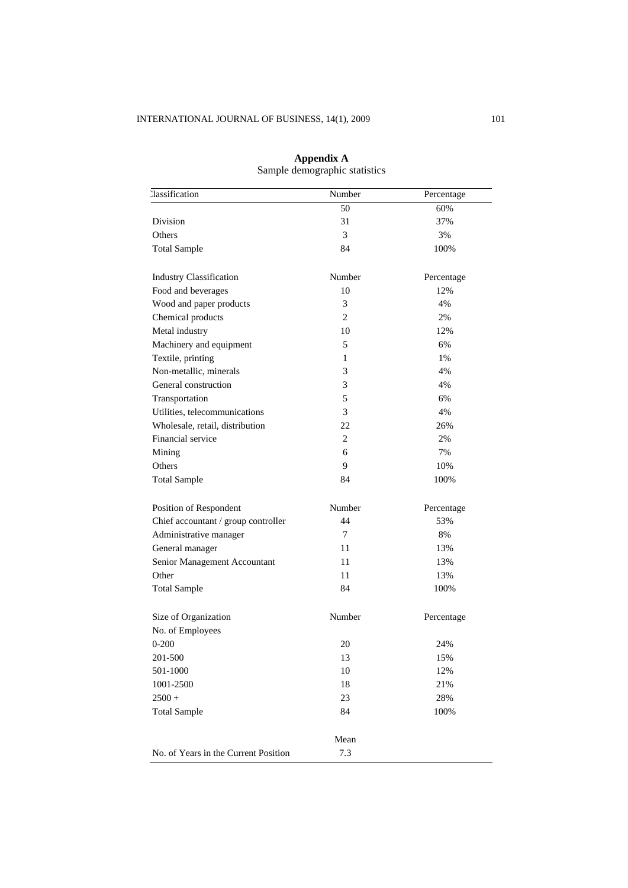## Appendix A

Sample demographic statistics

| Classification | Number | Percentage |
|---|---|---|
| | 50 | 60% |
| Division | 31 | 37% |
| Others | 3 | 3% |
| Total Sample | 84 | 100% |
| | | |
| Industry Classification | Number | Percentage |
| Food and beverages | 10 | 12% |
| Wood and paper products | 3 | 4% |
| Chemical products | 2 | 2% |
| Metal industry | 10 | 12% |
| Machinery and equipment | 5 | 6% |
| Textile, printing | 1 | 1% |
| Non-metallic, minerals | 3 | 4% |
| General construction | 3 | 4% |
| Transportation | 5 | 6% |
| Utilities, telecommunications | 3 | 4% |
| Wholesale, retail, distribution | 22 | 26% |
| Financial service | 2 | 2% |
| Mining | 6 | 7% |
| Others | 9 | 10% |
| Total Sample | 84 | 100% |
| | | |
| Position of Respondent | Number | Percentage |
| Chief accountant / group controller | 44 | 53% |
| Administrative manager | 7 | 8% |
| General manager | 11 | 13% |
| Senior Management Accountant | 11 | 13% |
| Other | 11 | 13% |
| Total Sample | 84 | 100% |
| | | |
| Size of Organization | Number | Percentage |
| No. of Employees | | |
| 0-200 | 20 | 24% |
| 201-500 | 13 | 15% |
| 501-1000 | 10 | 12% |
| 1001-2500 | 18 | 21% |
| 2500 + | 23 | 28% |
| Total Sample | 84 | 100% |
| | | |
| | Mean | |
| No. of Years in the Current Position | 7.3 | |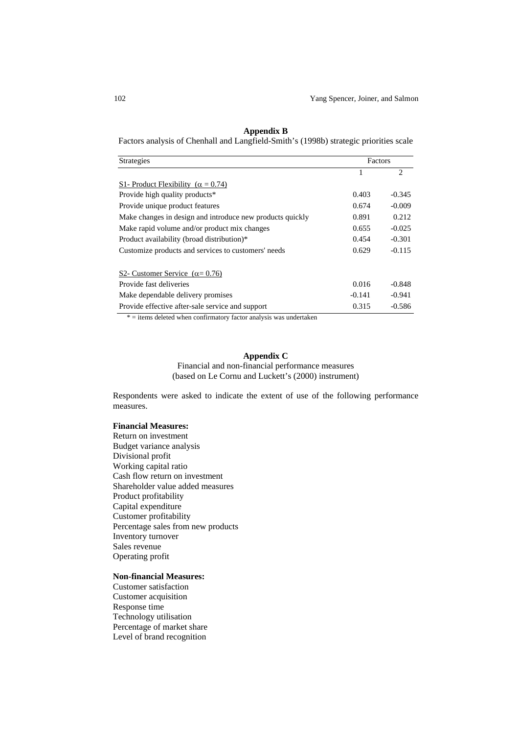**Appendix B**

Factors analysis of Chenhall and Langfield-Smith's (1998b) strategic priorities scale

| Strategies | Factors | |
|---|---|---|
| | 1 | 2 |
| S1- Product Flexibility ($\alpha = 0.74$) | | |
| Provide high quality products* | 0.403 | -0.345 |
| Provide unique product features | 0.674 | -0.009 |
| Make changes in design and introduce new products quickly | 0.891 | 0.212 |
| Make rapid volume and/or product mix changes | 0.655 | -0.025 |
| Product availability (broad distribution)* | 0.454 | -0.301 |
| Customize products and services to customers' needs | 0.629 | -0.115 |
| S2- Customer Service ($\alpha = 0.76$) | | |
| Provide fast deliveries | 0.016 | -0.848 |
| Make dependable delivery promises | -0.141 | -0.941 |
| Provide effective after-sale service and support | 0.315 | -0.586 |

* = items deleted when confirmatory factor analysis was undertaken

**Appendix C**

Financial and non-financial performance measures
(based on Le Cornu and Luckett's (2000) instrument)

Respondents were asked to indicate the extent of use of the following performance measures.

**Financial Measures:**

Return on investment
Budget variance analysis
Divisional profit
Working capital ratio
Cash flow return on investment
Shareholder value added measures
Product profitability
Capital expenditure
Customer profitability
Percentage sales from new products
Inventory turnover
Sales revenue
Operating profit

**Non-financial Measures:**

Customer satisfaction
Customer acquisition
Response time
Technology utilisation
Percentage of market share
Level of brand recognition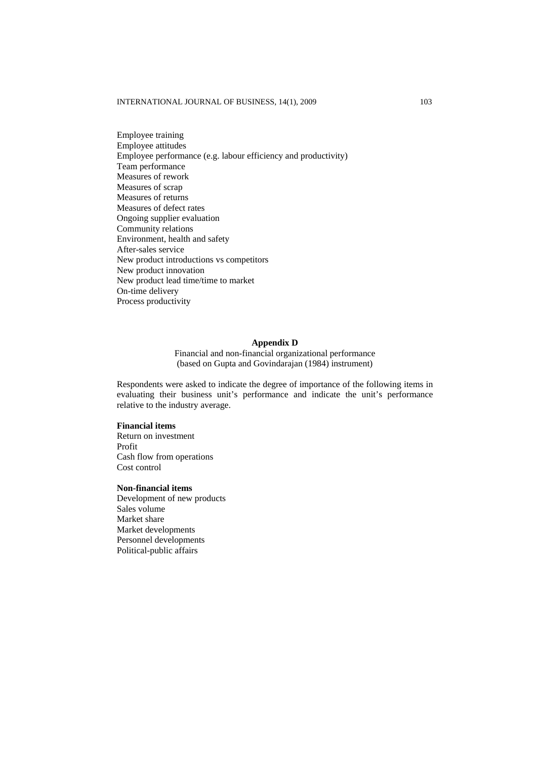Employee training
Employee attitudes
Employee performance (e.g. labour efficiency and productivity)
Team performance
Measures of rework
Measures of scrap
Measures of returns
Measures of defect rates
Ongoing supplier evaluation
Community relations
Environment, health and safety
After-sales service
New product introductions vs competitors
New product innovation
New product lead time/time to market
On-time delivery
Process productivity

## Appendix D

Financial and non-financial organizational performance
(based on Gupta and Govindarajan (1984) instrument)

Respondents were asked to indicate the degree of importance of the following items in evaluating their business unit's performance and indicate the unit's performance relative to the industry average.

**Financial items**

Return on investment
Profit
Cash flow from operations
Cost control

**Non-financial items**

Development of new products
Sales volume
Market share
Market developments
Personnel developments
Political-public affairs